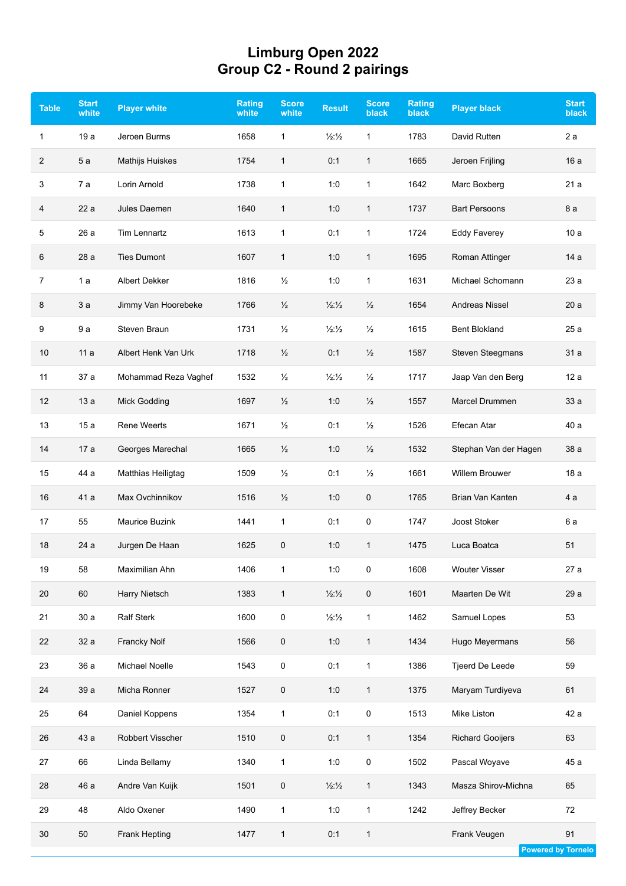# Limburg Open 2022
## Group C2 - Round 2 pairings

| Table | Start white | Player white | Rating white | Score white | Result | Score black | Rating black | Player black | Start black |
|---|---|---|---|---|---|---|---|---|---|
| 1 | 19 a | Jeroen Burms | 1658 | 1 | ½:½ | 1 | 1783 | David Rutten | 2 a |
| 2 | 5 a | Mathijs Huiskes | 1754 | 1 | 0:1 | 1 | 1665 | Jeroen Frijling | 16 a |
| 3 | 7 a | Lorin Arnold | 1738 | 1 | 1:0 | 1 | 1642 | Marc Boxberg | 21 a |
| 4 | 22 a | Jules Daemen | 1640 | 1 | 1:0 | 1 | 1737 | Bart Persoons | 8 a |
| 5 | 26 a | Tim Lennartz | 1613 | 1 | 0:1 | 1 | 1724 | Eddy Faverey | 10 a |
| 6 | 28 a | Ties Dumont | 1607 | 1 | 1:0 | 1 | 1695 | Roman Attinger | 14 a |
| 7 | 1 a | Albert Dekker | 1816 | ½ | 1:0 | 1 | 1631 | Michael Schomann | 23 a |
| 8 | 3 a | Jimmy Van Hoorebeke | 1766 | ½ | ½:½ | ½ | 1654 | Andreas Nissel | 20 a |
| 9 | 9 a | Steven Braun | 1731 | ½ | ½:½ | ½ | 1615 | Bent Blokland | 25 a |
| 10 | 11 a | Albert Henk Van Urk | 1718 | ½ | 0:1 | ½ | 1587 | Steven Steegmans | 31 a |
| 11 | 37 a | Mohammad Reza Vaghef | 1532 | ½ | ½:½ | ½ | 1717 | Jaap Van den Berg | 12 a |
| 12 | 13 a | Mick Godding | 1697 | ½ | 1:0 | ½ | 1557 | Marcel Drummen | 33 a |
| 13 | 15 a | Rene Weerts | 1671 | ½ | 0:1 | ½ | 1526 | Efecan Atar | 40 a |
| 14 | 17 a | Georges Marechal | 1665 | ½ | 1:0 | ½ | 1532 | Stephan Van der Hagen | 38 a |
| 15 | 44 a | Matthias Heiligtag | 1509 | ½ | 0:1 | ½ | 1661 | Willem Brouwer | 18 a |
| 16 | 41 a | Max Ovchinnikov | 1516 | ½ | 1:0 | 0 | 1765 | Brian Van Kanten | 4 a |
| 17 | 55 | Maurice Buzink | 1441 | 1 | 0:1 | 0 | 1747 | Joost Stoker | 6 a |
| 18 | 24 a | Jurgen De Haan | 1625 | 0 | 1:0 | 1 | 1475 | Luca Boatca | 51 |
| 19 | 58 | Maximilian Ahn | 1406 | 1 | 1:0 | 0 | 1608 | Wouter Visser | 27 a |
| 20 | 60 | Harry Nietsch | 1383 | 1 | ½:½ | 0 | 1601 | Maarten De Wit | 29 a |
| 21 | 30 a | Ralf Sterk | 1600 | 0 | ½:½ | 1 | 1462 | Samuel Lopes | 53 |
| 22 | 32 a | Francky Nolf | 1566 | 0 | 1:0 | 1 | 1434 | Hugo Meyermans | 56 |
| 23 | 36 a | Michael Noelle | 1543 | 0 | 0:1 | 1 | 1386 | Tjeerd De Leede | 59 |
| 24 | 39 a | Micha Ronner | 1527 | 0 | 1:0 | 1 | 1375 | Maryam Turdiyeva | 61 |
| 25 | 64 | Daniel Koppens | 1354 | 1 | 0:1 | 0 | 1513 | Mike Liston | 42 a |
| 26 | 43 a | Robbert Visscher | 1510 | 0 | 0:1 | 1 | 1354 | Richard Gooijers | 63 |
| 27 | 66 | Linda Bellamy | 1340 | 1 | 1:0 | 0 | 1502 | Pascal Woyave | 45 a |
| 28 | 46 a | Andre Van Kuijk | 1501 | 0 | ½:½ | 1 | 1343 | Masza Shirov-Michna | 65 |
| 29 | 48 | Aldo Oxener | 1490 | 1 | 1:0 | 1 | 1242 | Jeffrey Becker | 72 |
| 30 | 50 | Frank Hepting | 1477 | 1 | 0:1 | 1 | | Frank Veugen | 91 |

Powered by Tornelo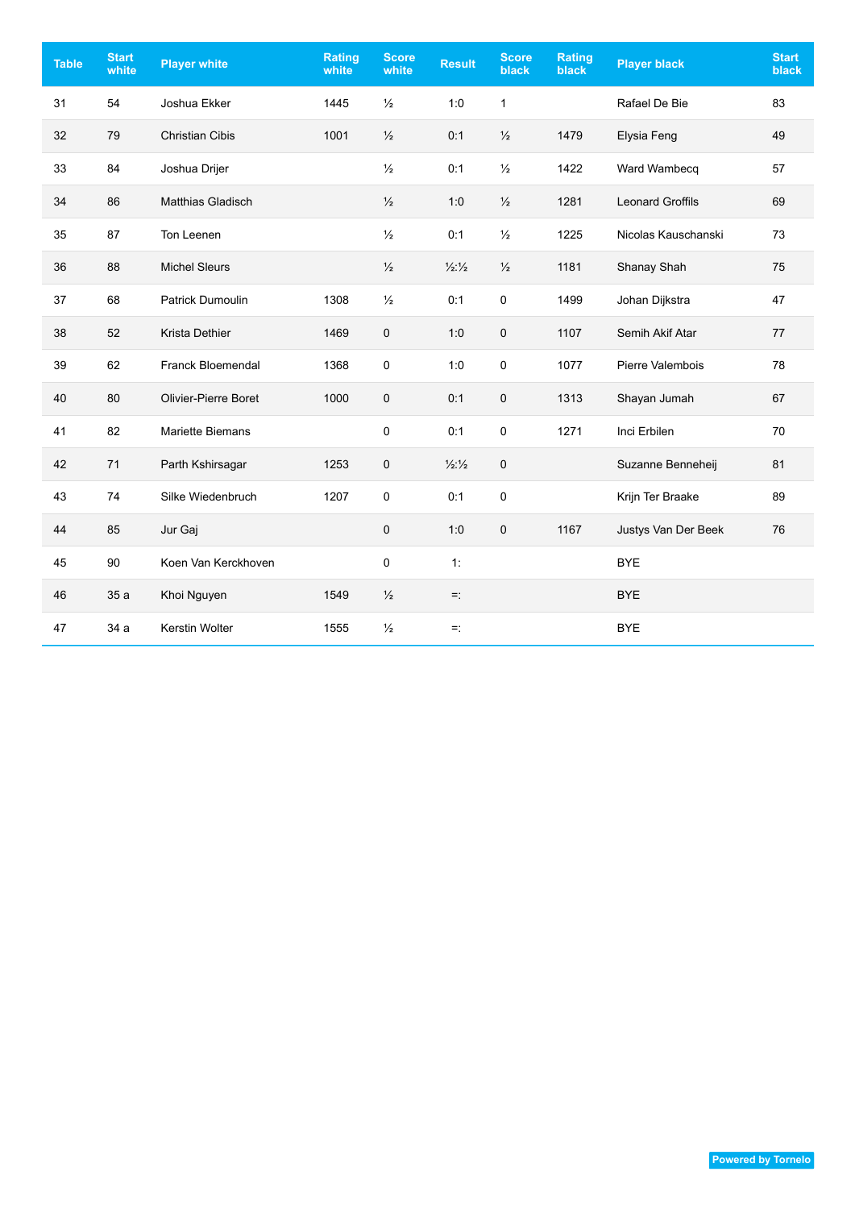| Table | Start white | Player white | Rating white | Score white | Result | Score black | Rating black | Player black | Start black |
|---|---|---|---|---|---|---|---|---|---|
| 31 | 54 | Joshua Ekker | 1445 | ½ | 1:0 | 1 | | Rafael De Bie | 83 |
| 32 | 79 | Christian Cibis | 1001 | ½ | 0:1 | ½ | 1479 | Elysia Feng | 49 |
| 33 | 84 | Joshua Drijer | | ½ | 0:1 | ½ | 1422 | Ward Wambecq | 57 |
| 34 | 86 | Matthias Gladisch | | ½ | 1:0 | ½ | 1281 | Leonard Groffils | 69 |
| 35 | 87 | Ton Leenen | | ½ | 0:1 | ½ | 1225 | Nicolas Kauschanski | 73 |
| 36 | 88 | Michel Sleurs | | ½ | ½:½ | ½ | 1181 | Shanay Shah | 75 |
| 37 | 68 | Patrick Dumoulin | 1308 | ½ | 0:1 | 0 | 1499 | Johan Dijkstra | 47 |
| 38 | 52 | Krista Dethier | 1469 | 0 | 1:0 | 0 | 1107 | Semih Akif Atar | 77 |
| 39 | 62 | Franck Bloemendal | 1368 | 0 | 1:0 | 0 | 1077 | Pierre Valembois | 78 |
| 40 | 80 | Olivier-Pierre Boret | 1000 | 0 | 0:1 | 0 | 1313 | Shayan Jumah | 67 |
| 41 | 82 | Mariette Biemans | | 0 | 0:1 | 0 | 1271 | Inci Erbilen | 70 |
| 42 | 71 | Parth Kshirsagar | 1253 | 0 | ½:½ | 0 | | Suzanne Benneheij | 81 |
| 43 | 74 | Silke Wiedenbruch | 1207 | 0 | 0:1 | 0 | | Krijn Ter Braake | 89 |
| 44 | 85 | Jur Gaj | | 0 | 1:0 | 0 | 1167 | Justys Van Der Beek | 76 |
| 45 | 90 | Koen Van Kerckhoven | | 0 | 1: | | | BYE | |
| 46 | 35 a | Khoi Nguyen | 1549 | ½ | =: | | | BYE | |
| 47 | 34 a | Kerstin Wolter | 1555 | ½ | =: | | | BYE | |

Powered by Tornelo